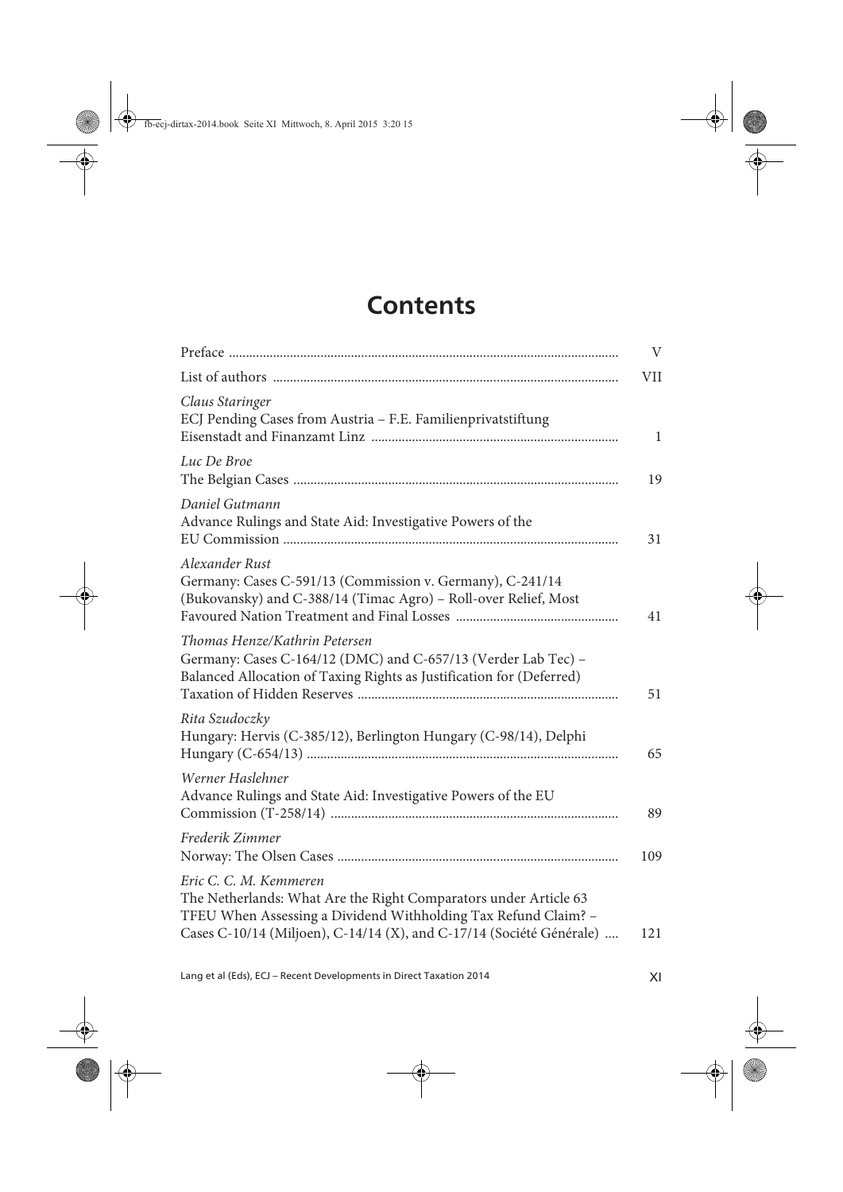# Contents

| | |
|---|---|
| Preface | V |
| List of authors | VII |
| *Claus Staringer*<br>ECJ Pending Cases from Austria – F.E. Familienprivatstiftung Eisenstadt and Finanzamt Linz | 1 |
| *Luc De Broe*<br>The Belgian Cases | 19 |
| *Daniel Gutmann*<br>Advance Rulings and State Aid: Investigative Powers of the EU Commission | 31 |
| *Alexander Rust*<br>Germany: Cases C-591/13 (Commission v. Germany), C-241/14 (Bukovansky) and C-388/14 (Timac Agro) – Roll-over Relief, Most Favoured Nation Treatment and Final Losses | 41 |
| *Thomas Henze/Kathrin Petersen*<br>Germany: Cases C-164/12 (DMC) and C-657/13 (Verder Lab Tec) – Balanced Allocation of Taxing Rights as Justification for (Deferred) Taxation of Hidden Reserves | 51 |
| *Rita Szudoczky*<br>Hungary: Hervis (C-385/12), Berlington Hungary (C-98/14), Delphi Hungary (C-654/13) | 65 |
| *Werner Haslehner*<br>Advance Rulings and State Aid: Investigative Powers of the EU Commission (T-258/14) | 89 |
| *Frederik Zimmer*<br>Norway: The Olsen Cases | 109 |
| *Eric C. C. M. Kemmeren*<br>The Netherlands: What Are the Right Comparators under Article 63 TFEU When Assessing a Dividend Withholding Tax Refund Claim? – Cases C-10/14 (Miljoen), C-14/14 (X), and C-17/14 (Société Générale) | 121 |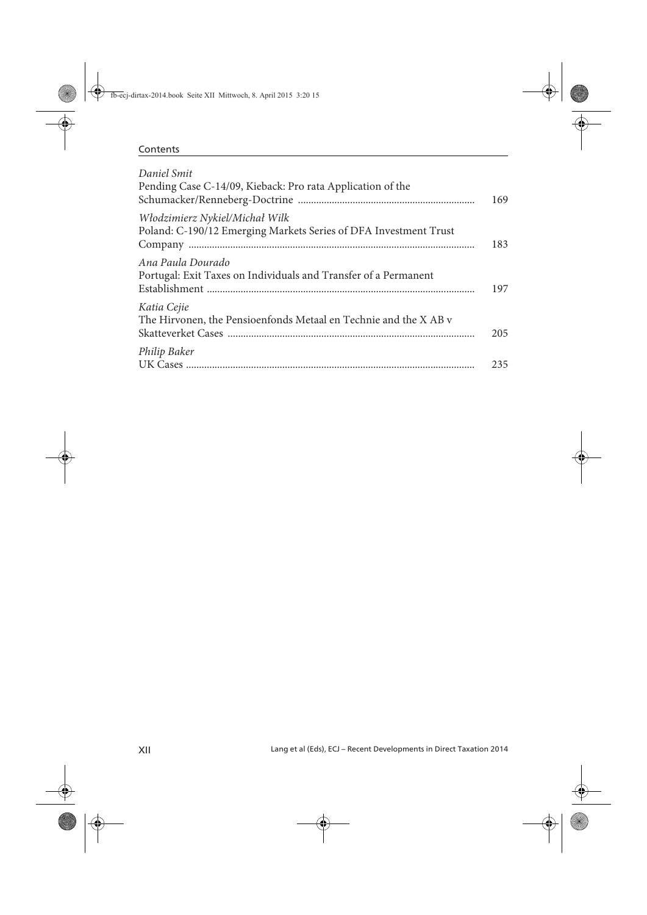*Daniel Smit*
Pending Case C-14/09, Kieback: Pro rata Application of the Schumacker/Renneberg-Doctrine ..... 169

*Włodzimierz Nykiel/Michał Wilk*
Poland: C-190/12 Emerging Markets Series of DFA Investment Trust Company ..... 183

*Ana Paula Dourado*
Portugal: Exit Taxes on Individuals and Transfer of a Permanent Establishment ..... 197

*Katia Cejie*
The Hirvonen, the Pensioenfonds Metaal en Technie and the X AB v Skatteverket Cases ..... 205

*Philip Baker*
UK Cases ..... 235